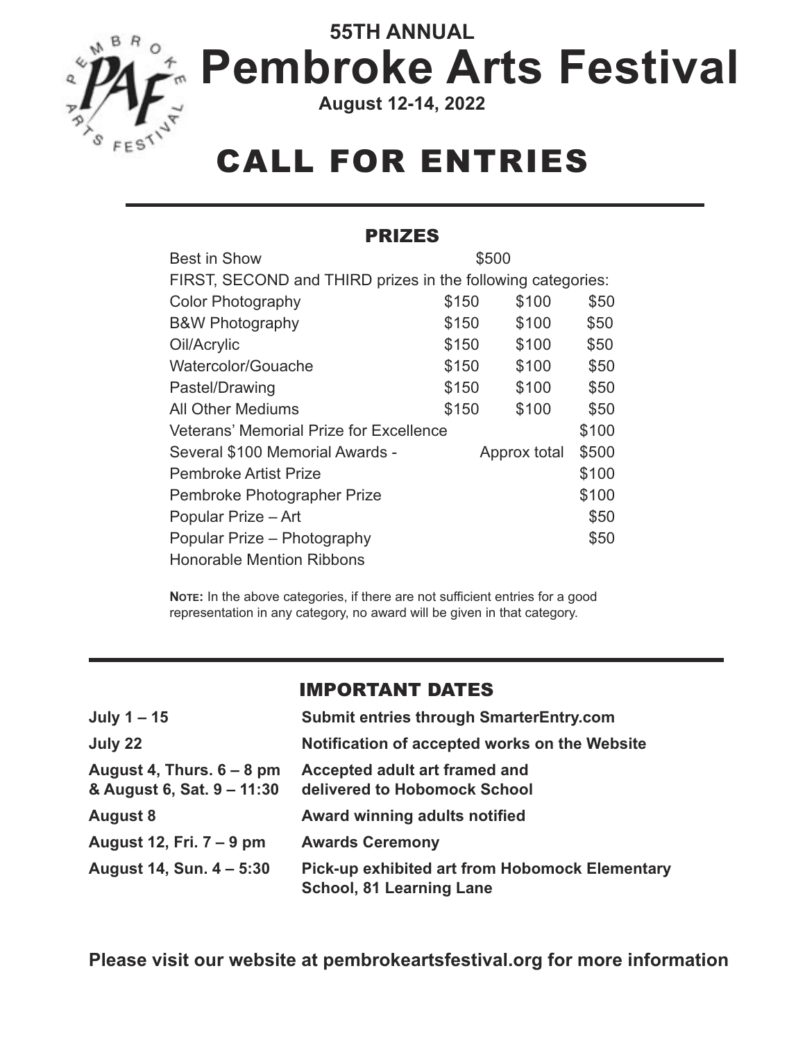55TH ANNUAL

# Pembroke Arts Festival

**August 12-14, 2022**

# CALL FOR ENTRIES

## PRIZES

| | | | |
|---|---|---|---|
| Best in Show | $500 | | |
| FIRST, SECOND and THIRD prizes in the following categories: | | | |
| Color Photography | $150 | $100 | $50 |
| B&W Photography | $150 | $100 | $50 |
| Oil/Acrylic | $150 | $100 | $50 |
| Watercolor/Gouache | $150 | $100 | $50 |
| Pastel/Drawing | $150 | $100 | $50 |
| All Other Mediums | $150 | $100 | $50 |
| Veterans' Memorial Prize for Excellence | | | $100 |
| Several $100 Memorial Awards - | | Approx total | $500 |
| Pembroke Artist Prize | | | $100 |
| Pembroke Photographer Prize | | | $100 |
| Popular Prize – Art | | | $50 |
| Popular Prize – Photography | | | $50 |
| Honorable Mention Ribbons | | | |

**Note:** In the above categories, if there are not sufficient entries for a good representation in any category, no award will be given in that category.

## IMPORTANT DATES

| | |
|---|---|
| **July 1 – 15** | **Submit entries through SmarterEntry.com** |
| **July 22** | **Notification of accepted works on the Website** |
| **August 4, Thurs. 6 – 8 pm & August 6, Sat. 9 – 11:30** | **Accepted adult art framed and delivered to Hobomock School** |
| **August 8** | **Award winning adults notified** |
| **August 12, Fri. 7 – 9 pm** | **Awards Ceremony** |
| **August 14, Sun. 4 – 5:30** | **Pick-up exhibited art from Hobomock Elementary School, 81 Learning Lane** |

**Please visit our website at pembrokeartsfestival.org for more information**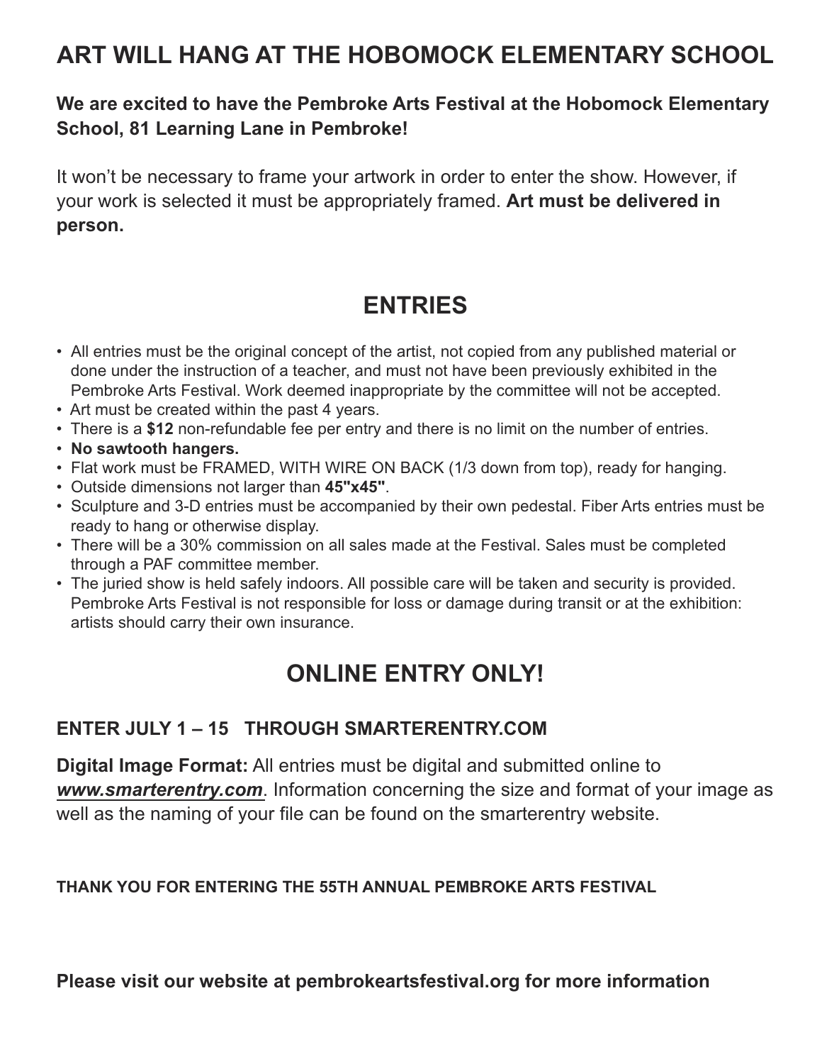# ART WILL HANG AT THE HOBOMOCK ELEMENTARY SCHOOL

**We are excited to have the Pembroke Arts Festival at the Hobomock Elementary School, 81 Learning Lane in Pembroke!**

It won't be necessary to frame your artwork in order to enter the show. However, if your work is selected it must be appropriately framed. **Art must be delivered in person.**

## ENTRIES

- All entries must be the original concept of the artist, not copied from any published material or done under the instruction of a teacher, and must not have been previously exhibited in the Pembroke Arts Festival. Work deemed inappropriate by the committee will not be accepted.
- Art must be created within the past 4 years.
- There is a **$12** non-refundable fee per entry and there is no limit on the number of entries.
- **No sawtooth hangers.**
- Flat work must be FRAMED, WITH WIRE ON BACK (1/3 down from top), ready for hanging.
- Outside dimensions not larger than **45"x45"**.
- Sculpture and 3-D entries must be accompanied by their own pedestal. Fiber Arts entries must be ready to hang or otherwise display.
- There will be a 30% commission on all sales made at the Festival. Sales must be completed through a PAF committee member.
- The juried show is held safely indoors. All possible care will be taken and security is provided. Pembroke Arts Festival is not responsible for loss or damage during transit or at the exhibition: artists should carry their own insurance.

## ONLINE ENTRY ONLY!

### ENTER JULY 1 – 15 THROUGH SMARTERENTRY.COM

**Digital Image Format:** All entries must be digital and submitted online to ***www.smarterentry.com***. Information concerning the size and format of your image as well as the naming of your file can be found on the smarterentry website.

**THANK YOU FOR ENTERING THE 55TH ANNUAL PEMBROKE ARTS FESTIVAL**

**Please visit our website at pembrokeartsfestival.org for more information**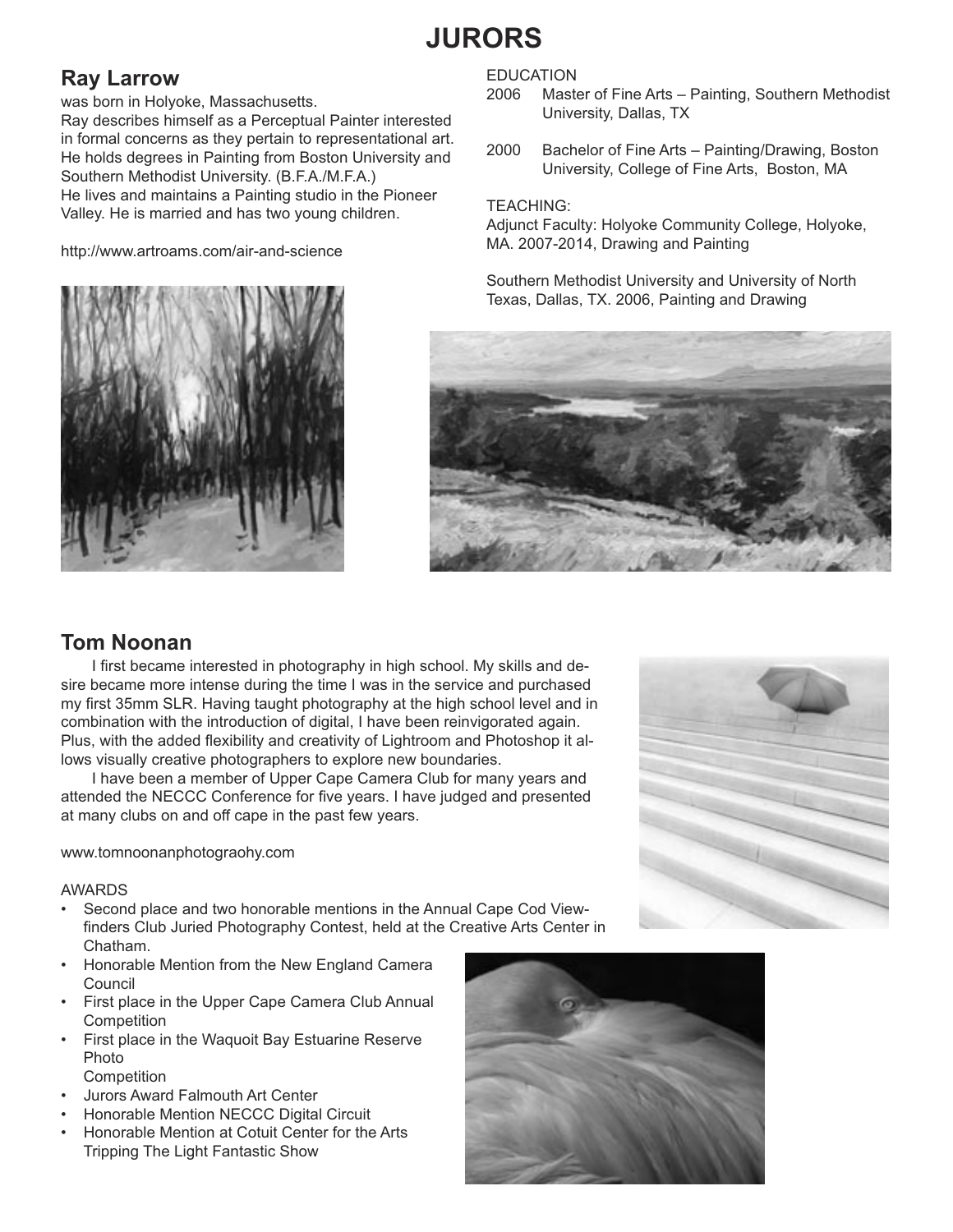# JURORS

## Ray Larrow

was born in Holyoke, Massachusetts.
Ray describes himself as a Perceptual Painter interested in formal concerns as they pertain to representational art. He holds degrees in Painting from Boston University and Southern Methodist University. (B.F.A./M.F.A.)
He lives and maintains a Painting studio in the Pioneer Valley. He is married and has two young children.

http://www.artroams.com/air-and-science

EDUCATION

2006 Master of Fine Arts – Painting, Southern Methodist University, Dallas, TX

2000 Bachelor of Fine Arts – Painting/Drawing, Boston University, College of Fine Arts, Boston, MA

TEACHING:

Adjunct Faculty: Holyoke Community College, Holyoke, MA. 2007-2014, Drawing and Painting

Southern Methodist University and University of North Texas, Dallas, TX. 2006, Painting and Drawing

## Tom Noonan

I first became interested in photography in high school. My skills and desire became more intense during the time I was in the service and purchased my first 35mm SLR. Having taught photography at the high school level and in combination with the introduction of digital, I have been reinvigorated again. Plus, with the added flexibility and creativity of Lightroom and Photoshop it allows visually creative photographers to explore new boundaries.

I have been a member of Upper Cape Camera Club for many years and attended the NECCC Conference for five years. I have judged and presented at many clubs on and off cape in the past few years.

www.tomnoonanphotograohy.com

AWARDS

- Second place and two honorable mentions in the Annual Cape Cod Viewfinders Club Juried Photography Contest, held at the Creative Arts Center in Chatham.
- Honorable Mention from the New England Camera Council
- First place in the Upper Cape Camera Club Annual Competition
- First place in the Waquoit Bay Estuarine Reserve Photo Competition
- Jurors Award Falmouth Art Center
- Honorable Mention NECCC Digital Circuit
- Honorable Mention at Cotuit Center for the Arts Tripping The Light Fantastic Show